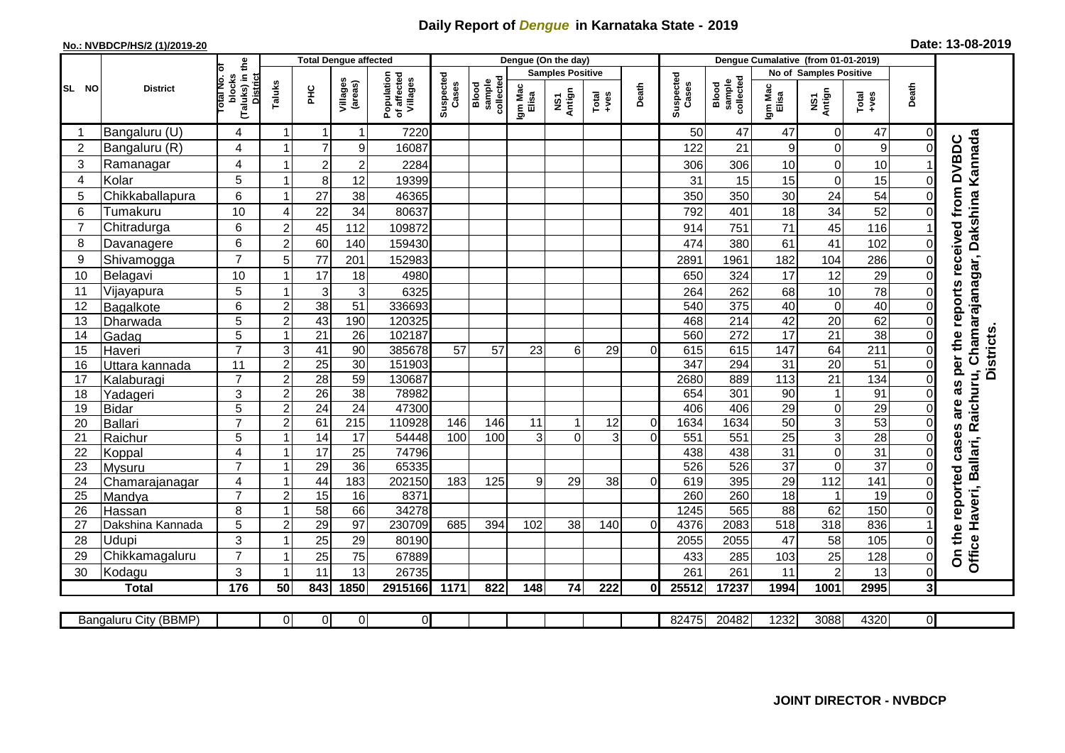# Daily Report of *Dengue* in Karnataka State - 2019

**No.: NVBDCP/HS/2 (1)/2019-20**

**Date: 13-08-2019**

| SL NO | District | Total No. of blocks (Taluks) in the District | Total Dengue affected | | | | Dengue (On the day) | | | | | | | Dengue Cumalative (from 01-01-2019) | | | | | | | |
|---|---|---|---|---|---|---|---|---|---|---|---|---|---|---|---|---|---|---|---|---|
| | | | | | | | | | Samples Positive | | | | | | No of Samples Positive | | | | | |
| | | | Taluks | PHC | Villages (areas) | Population of affected Villages | Suspected Cases | Blood sample collected | Igm Mac Elisa | NS1 Antign | Total +ves | Death | Suspected Cases | Blood sample collected | Igm Mac Elisa | NS1 Antign | Total +ves | Death | |
| 1 | Bangaluru (U) | 4 | 1 | 1 | 1 | 7220 | | | | | | | 50 | 47 | 47 | 0 | 47 | 0 | On the reported cases are as per the reports received from DVBDC Office Haveri, Ballari, Raichuru, Chamarajanagar, Dakshina Kannada Districts. |
| 2 | Bangaluru (R) | 4 | 1 | 7 | 9 | 16087 | | | | | | | 122 | 21 | 9 | 0 | 9 | 0 | |
| 3 | Ramanagar | 4 | 1 | 2 | 2 | 2284 | | | | | | | 306 | 306 | 10 | 0 | 10 | 1 | |
| 4 | Kolar | 5 | 1 | 8 | 12 | 19399 | | | | | | | 31 | 15 | 15 | 0 | 15 | 0 | |
| 5 | Chikkaballapura | 6 | 1 | 27 | 38 | 46365 | | | | | | | 350 | 350 | 30 | 24 | 54 | 0 | |
| 6 | Tumakuru | 10 | 4 | 22 | 34 | 80637 | | | | | | | 792 | 401 | 18 | 34 | 52 | 0 | |
| 7 | Chitradurga | 6 | 2 | 45 | 112 | 109872 | | | | | | | 914 | 751 | 71 | 45 | 116 | 1 | |
| 8 | Davanagere | 6 | 2 | 60 | 140 | 159430 | | | | | | | 474 | 380 | 61 | 41 | 102 | 0 | |
| 9 | Shivamogga | 7 | 5 | 77 | 201 | 152983 | | | | | | | 2891 | 1961 | 182 | 104 | 286 | 0 | |
| 10 | Belagavi | 10 | 1 | 17 | 18 | 4980 | | | | | | | 650 | 324 | 17 | 12 | 29 | 0 | |
| 11 | Vijayapura | 5 | 1 | 3 | 3 | 6325 | | | | | | | 264 | 262 | 68 | 10 | 78 | 0 | |
| 12 | Bagalkote | 6 | 2 | 38 | 51 | 336693 | | | | | | | 540 | 375 | 40 | 0 | 40 | 0 | |
| 13 | Dharwada | 5 | 2 | 43 | 190 | 120325 | | | | | | | 468 | 214 | 42 | 20 | 62 | 0 | |
| 14 | Gadag | 5 | 1 | 21 | 26 | 102187 | | | | | | | 560 | 272 | 17 | 21 | 38 | 0 | |
| 15 | Haveri | 7 | 3 | 41 | 90 | 385678 | 57 | 57 | 23 | 6 | 29 | 0 | 615 | 615 | 147 | 64 | 211 | 0 | |
| 16 | Uttara kannada | 11 | 2 | 25 | 30 | 151903 | | | | | | | 347 | 294 | 31 | 20 | 51 | 0 | |
| 17 | Kalaburagi | 7 | 2 | 28 | 59 | 130687 | | | | | | | 2680 | 889 | 113 | 21 | 134 | 0 | |
| 18 | Yadageri | 3 | 2 | 26 | 38 | 78982 | | | | | | | 654 | 301 | 90 | 1 | 91 | 0 | |
| 19 | Bidar | 5 | 2 | 24 | 24 | 47300 | | | | | | | 406 | 406 | 29 | 0 | 29 | 0 | |
| 20 | Ballari | 7 | 2 | 61 | 215 | 110928 | 146 | 146 | 11 | 1 | 12 | 0 | 1634 | 1634 | 50 | 3 | 53 | 0 | |
| 21 | Raichur | 5 | 1 | 14 | 17 | 54448 | 100 | 100 | 3 | 0 | 3 | 0 | 551 | 551 | 25 | 3 | 28 | 0 | |
| 22 | Koppal | 4 | 1 | 17 | 25 | 74796 | | | | | | | 438 | 438 | 31 | 0 | 31 | 0 | |
| 23 | Mysuru | 7 | 1 | 29 | 36 | 65335 | | | | | | | 526 | 526 | 37 | 0 | 37 | 0 | |
| 24 | Chamarajanagar | 4 | 1 | 44 | 183 | 202150 | 183 | 125 | 9 | 29 | 38 | 0 | 619 | 395 | 29 | 112 | 141 | 0 | |
| 25 | Mandya | 7 | 2 | 15 | 16 | 8371 | | | | | | | 260 | 260 | 18 | 1 | 19 | 0 | |
| 26 | Hassan | 8 | 1 | 58 | 66 | 34278 | | | | | | | 1245 | 565 | 88 | 62 | 150 | 0 | |
| 27 | Dakshina Kannada | 5 | 2 | 29 | 97 | 230709 | 685 | 394 | 102 | 38 | 140 | 0 | 4376 | 2083 | 518 | 318 | 836 | 1 | |
| 28 | Udupi | 3 | 1 | 25 | 29 | 80190 | | | | | | | 2055 | 2055 | 47 | 58 | 105 | 0 | |
| 29 | Chikkamagaluru | 7 | 1 | 25 | 75 | 67889 | | | | | | | 433 | 285 | 103 | 25 | 128 | 0 | |
| 30 | Kodagu | 3 | 1 | 11 | 13 | 26735 | | | | | | | 261 | 261 | 11 | 2 | 13 | 0 | |
| | **Total** | **176** | **50** | **843** | **1850** | **2915166** | **1171** | **822** | **148** | **74** | **222** | **0** | **25512** | **17237** | **1994** | **1001** | **2995** | **3** | |

| Bangaluru City (BBMP) | | 0 | 0 | 0 | 0 | | | | | | | 82475 | 20482 | 1232 | 3088 | 4320 | 0 |
|---|---|---|---|---|---|---|---|---|---|---|---|---|---|---|---|---|---|

**JOINT DIRECTOR - NVBDCP**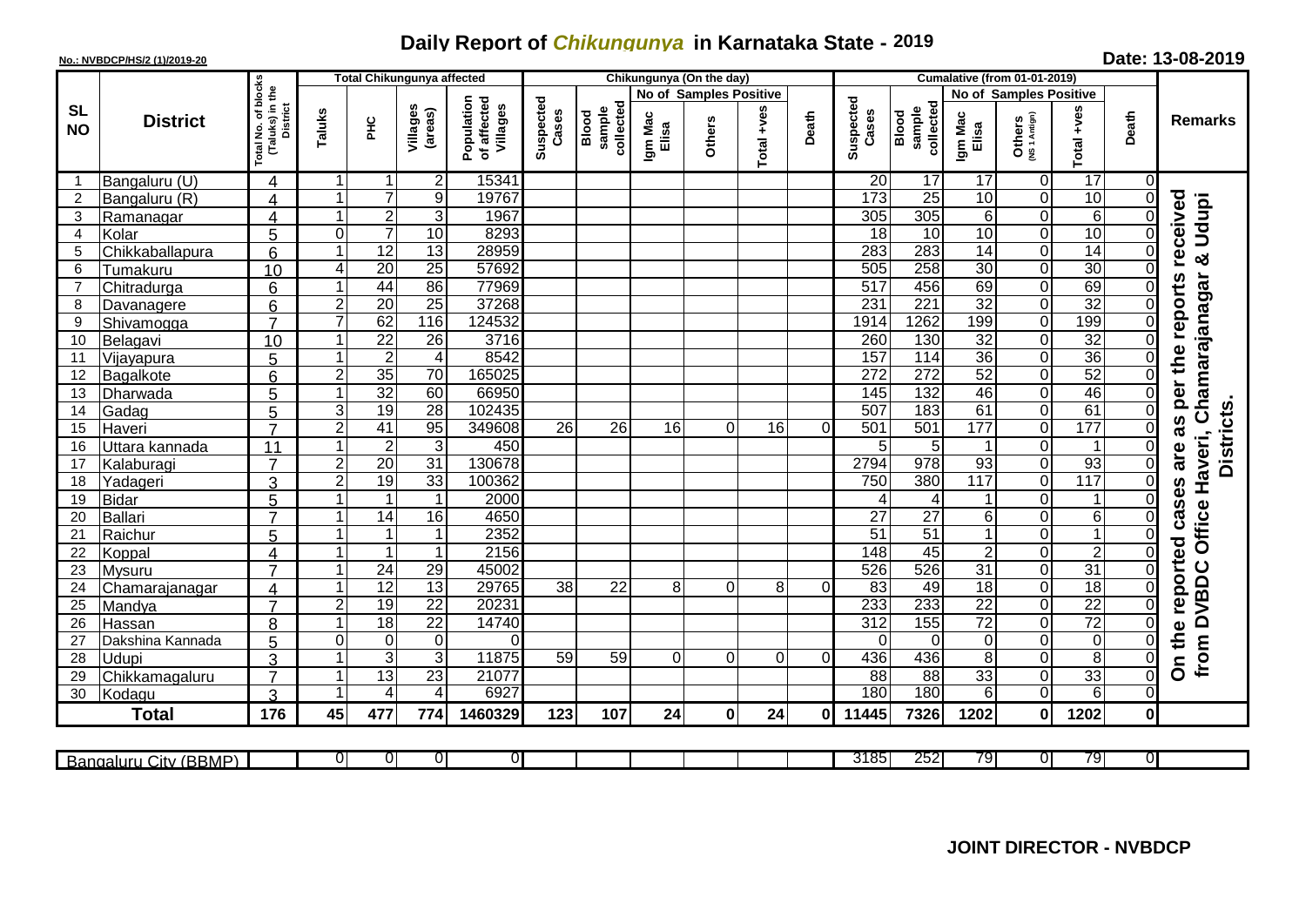# Daily Report of *Chikungunya* in Karnataka State - 2019

**No.: NVBDCP/HS/2 (1)/2019-20**

**Date: 13-08-2019**

| SL NO | District | Total No. of blocks (Taluks) in the District | Total Chikungunya affected | | | | Chikungunya (On the day) | | | | | | | Cumalative (from 01-01-2019) | | | | | | | Remarks |
|---|---|---|---|---|---|---|---|---|---|---|---|---|---|---|---|---|---|---|---|---|---|
| | | | Taluks | PHC | Villages (areas) | Population of affected Villages | Suspected Cases | Blood sample collected | No of Samples Positive | | | Death | Suspected Cases | Blood sample collected | No of Samples Positive | | | Death | |
| | | | | | | | | | Igm Mac Elisa | Others | Total +ves | | | | Igm Mac Elisa | Others (NS 1 Antign) | Total +ves | | |
| 1 | Bangaluru (U) | 4 | 1 | 1 | 2 | 15341 | | | | | | | 20 | 17 | 17 | 0 | 17 | 0 | On the reported cases are as per the reports received from DVBDC Office Haveri, Chamarajanagar & Udupi Districts. |
| 2 | Bangaluru (R) | 4 | 1 | 7 | 9 | 19767 | | | | | | | 173 | 25 | 10 | 0 | 10 | 0 | |
| 3 | Ramanagar | 4 | 1 | 2 | 3 | 1967 | | | | | | | 305 | 305 | 6 | 0 | 6 | 0 | |
| 4 | Kolar | 5 | 0 | 7 | 10 | 8293 | | | | | | | 18 | 10 | 10 | 0 | 10 | 0 | |
| 5 | Chikkaballapura | 6 | 1 | 12 | 13 | 28959 | | | | | | | 283 | 283 | 14 | 0 | 14 | 0 | |
| 6 | Tumakuru | 10 | 4 | 20 | 25 | 57692 | | | | | | | 505 | 258 | 30 | 0 | 30 | 0 | |
| 7 | Chitradurga | 6 | 1 | 44 | 86 | 77969 | | | | | | | 517 | 456 | 69 | 0 | 69 | 0 | |
| 8 | Davanagere | 6 | 2 | 20 | 25 | 37268 | | | | | | | 231 | 221 | 32 | 0 | 32 | 0 | |
| 9 | Shivamogga | 7 | 7 | 62 | 116 | 124532 | | | | | | | 1914 | 1262 | 199 | 0 | 199 | 0 | |
| 10 | Belagavi | 10 | 1 | 22 | 26 | 3716 | | | | | | | 260 | 130 | 32 | 0 | 32 | 0 | |
| 11 | Vijayapura | 5 | 1 | 2 | 4 | 8542 | | | | | | | 157 | 114 | 36 | 0 | 36 | 0 | |
| 12 | Bagalkote | 6 | 2 | 35 | 70 | 165025 | | | | | | | 272 | 272 | 52 | 0 | 52 | 0 | |
| 13 | Dharwada | 5 | 1 | 32 | 60 | 66950 | | | | | | | 145 | 132 | 46 | 0 | 46 | 0 | |
| 14 | Gadag | 5 | 3 | 19 | 28 | 102435 | | | | | | | 507 | 183 | 61 | 0 | 61 | 0 | |
| 15 | Haveri | 7 | 2 | 41 | 95 | 349608 | 26 | 26 | 16 | 0 | 16 | 0 | 501 | 501 | 177 | 0 | 177 | 0 | |
| 16 | Uttara kannada | 11 | 1 | 2 | 3 | 450 | | | | | | | 5 | 5 | 1 | 0 | 1 | 0 | |
| 17 | Kalaburagi | 7 | 2 | 20 | 31 | 130678 | | | | | | | 2794 | 978 | 93 | 0 | 93 | 0 | |
| 18 | Yadageri | 3 | 2 | 19 | 33 | 100362 | | | | | | | 750 | 380 | 117 | 0 | 117 | 0 | |
| 19 | Bidar | 5 | 1 | 1 | 1 | 2000 | | | | | | | 4 | 4 | 1 | 0 | 1 | 0 | |
| 20 | Ballari | 7 | 1 | 14 | 16 | 4650 | | | | | | | 27 | 27 | 6 | 0 | 6 | 0 | |
| 21 | Raichur | 5 | 1 | 1 | 1 | 2352 | | | | | | | 51 | 51 | 1 | 0 | 1 | 0 | |
| 22 | Koppal | 4 | 1 | 1 | 1 | 2156 | | | | | | | 148 | 45 | 2 | 0 | 2 | 0 | |
| 23 | Mysuru | 7 | 1 | 24 | 29 | 45002 | | | | | | | 526 | 526 | 31 | 0 | 31 | 0 | |
| 24 | Chamarajanagar | 4 | 1 | 12 | 13 | 29765 | 38 | 22 | 8 | 0 | 8 | 0 | 83 | 49 | 18 | 0 | 18 | 0 | |
| 25 | Mandya | 7 | 2 | 19 | 22 | 20231 | | | | | | | 233 | 233 | 22 | 0 | 22 | 0 | |
| 26 | Hassan | 8 | 1 | 18 | 22 | 14740 | | | | | | | 312 | 155 | 72 | 0 | 72 | 0 | |
| 27 | Dakshina Kannada | 5 | 0 | 0 | 0 | 0 | | | | | | | 0 | 0 | 0 | 0 | 0 | 0 | |
| 28 | Udupi | 3 | 1 | 3 | 3 | 11875 | 59 | 59 | 0 | 0 | 0 | 0 | 436 | 436 | 8 | 0 | 8 | 0 | |
| 29 | Chikkamagaluru | 7 | 1 | 13 | 23 | 21077 | | | | | | | 88 | 88 | 33 | 0 | 33 | 0 | |
| 30 | Kodagu | 3 | 1 | 4 | 4 | 6927 | | | | | | | 180 | 180 | 6 | 0 | 6 | 0 | |
| | **Total** | **176** | **45** | **477** | **774** | **1460329** | **123** | **107** | **24** | **0** | **24** | **0** | **11445** | **7326** | **1202** | **0** | **1202** | **0** | |

| | | | | | | | | | | | | | | | | | | |
|---|---|---|---|---|---|---|---|---|---|---|---|---|---|---|---|---|---|---|
| Bangaluru City (BBMP) | | 0 | 0 | 0 | 0 | | | | | | | 3185 | 252 | 79 | 0 | 79 | 0 | |

**JOINT DIRECTOR - NVBDCP**